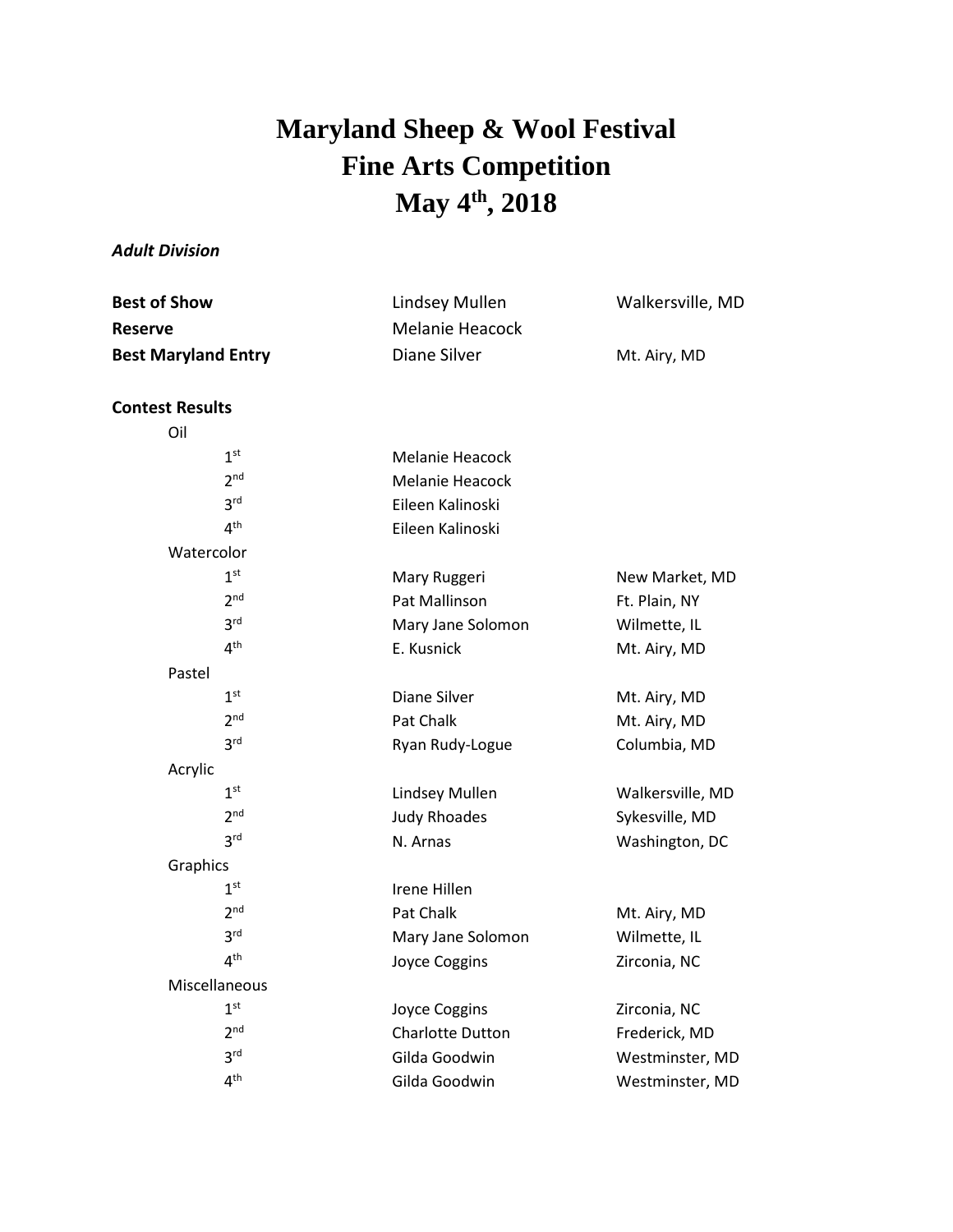# Maryland Sheep & Wool Festival
# Fine Arts Competition
# May 4th, 2018

***Adult Division***

| | | |
|---|---|---|
| **Best of Show** | Lindsey Mullen | Walkersville, MD |
| **Reserve** | Melanie Heacock | |
| **Best Maryland Entry** | Diane Silver | Mt. Airy, MD |

**Contest Results**

| | | |
|---|---|---|
| Oil | | |
| 1st | Melanie Heacock | |
| 2nd | Melanie Heacock | |
| 3rd | Eileen Kalinoski | |
| 4th | Eileen Kalinoski | |
| Watercolor | | |
| 1st | Mary Ruggeri | New Market, MD |
| 2nd | Pat Mallinson | Ft. Plain, NY |
| 3rd | Mary Jane Solomon | Wilmette, IL |
| 4th | E. Kusnick | Mt. Airy, MD |
| Pastel | | |
| 1st | Diane Silver | Mt. Airy, MD |
| 2nd | Pat Chalk | Mt. Airy, MD |
| 3rd | Ryan Rudy-Logue | Columbia, MD |
| Acrylic | | |
| 1st | Lindsey Mullen | Walkersville, MD |
| 2nd | Judy Rhoades | Sykesville, MD |
| 3rd | N. Arnas | Washington, DC |
| Graphics | | |
| 1st | Irene Hillen | |
| 2nd | Pat Chalk | Mt. Airy, MD |
| 3rd | Mary Jane Solomon | Wilmette, IL |
| 4th | Joyce Coggins | Zirconia, NC |
| Miscellaneous | | |
| 1st | Joyce Coggins | Zirconia, NC |
| 2nd | Charlotte Dutton | Frederick, MD |
| 3rd | Gilda Goodwin | Westminster, MD |
| 4th | Gilda Goodwin | Westminster, MD |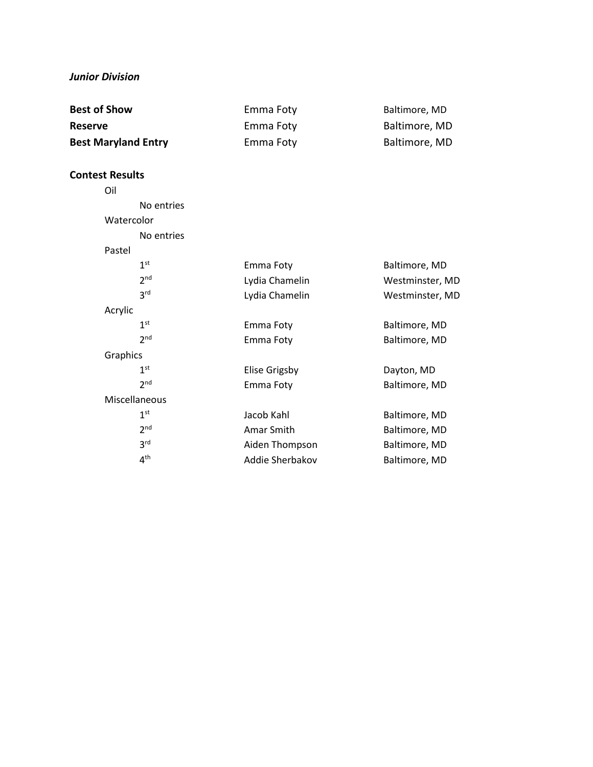*Junior Division*

| | | |
|---|---|---|
| **Best of Show** | Emma Foty | Baltimore, MD |
| **Reserve** | Emma Foty | Baltimore, MD |
| **Best Maryland Entry** | Emma Foty | Baltimore, MD |

**Contest Results**

| | | |
|---|---|---|
| Oil | | |
| No entries | | |
| Watercolor | | |
| No entries | | |
| Pastel | | |
| 1st | Emma Foty | Baltimore, MD |
| 2nd | Lydia Chamelin | Westminster, MD |
| 3rd | Lydia Chamelin | Westminster, MD |
| Acrylic | | |
| 1st | Emma Foty | Baltimore, MD |
| 2nd | Emma Foty | Baltimore, MD |
| Graphics | | |
| 1st | Elise Grigsby | Dayton, MD |
| 2nd | Emma Foty | Baltimore, MD |
| Miscellaneous | | |
| 1st | Jacob Kahl | Baltimore, MD |
| 2nd | Amar Smith | Baltimore, MD |
| 3rd | Aiden Thompson | Baltimore, MD |
| 4th | Addie Sherbakov | Baltimore, MD |